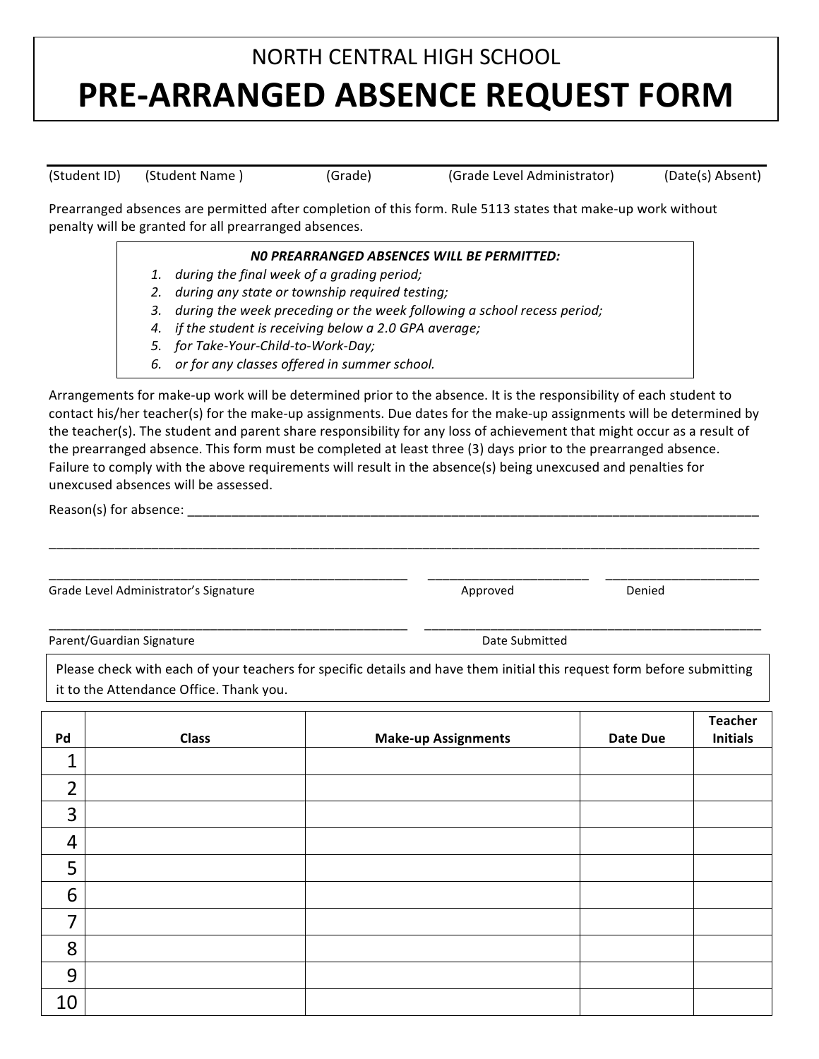# NORTH CENTRAL HIGH SCHOOL

# PRE-ARRANGED ABSENCE REQUEST FORM

(Student ID) (Student Name ) (Grade) (Grade Level Administrator) (Date(s) Absent)

Prearranged absences are permitted after completion of this form. Rule 5113 states that make-up work without penalty will be granted for all prearranged absences.

***N0 PREARRANGED ABSENCES WILL BE PERMITTED:***

1. *during the final week of a grading period;*
2. *during any state or township required testing;*
3. *during the week preceding or the week following a school recess period;*
4. *if the student is receiving below a 2.0 GPA average;*
5. *for Take-Your-Child-to-Work-Day;*
6. *or for any classes offered in summer school.*

Arrangements for make-up work will be determined prior to the absence. It is the responsibility of each student to contact his/her teacher(s) for the make-up assignments. Due dates for the make-up assignments will be determined by the teacher(s). The student and parent share responsibility for any loss of achievement that might occur as a result of the prearranged absence. This form must be completed at least three (3) days prior to the prearranged absence. Failure to comply with the above requirements will result in the absence(s) being unexcused and penalties for unexcused absences will be assessed.

Reason(s) for absence: ______________________________________________________________________________

______________________________________________________________________________________________

______________________________________________ ____________________ ____________________

Grade Level Administrator's Signature Approved Denied

______________________________________________ ______________________________________________

Parent/Guardian Signature Date Submitted

Please check with each of your teachers for specific details and have them initial this request form before submitting it to the Attendance Office. Thank you.

| Pd | Class | Make-up Assignments | Date Due | Teacher Initials |
|---|---|---|---|---|
| 1 | | | | |
| 2 | | | | |
| 3 | | | | |
| 4 | | | | |
| 5 | | | | |
| 6 | | | | |
| 7 | | | | |
| 8 | | | | |
| 9 | | | | |
| 10 | | | | |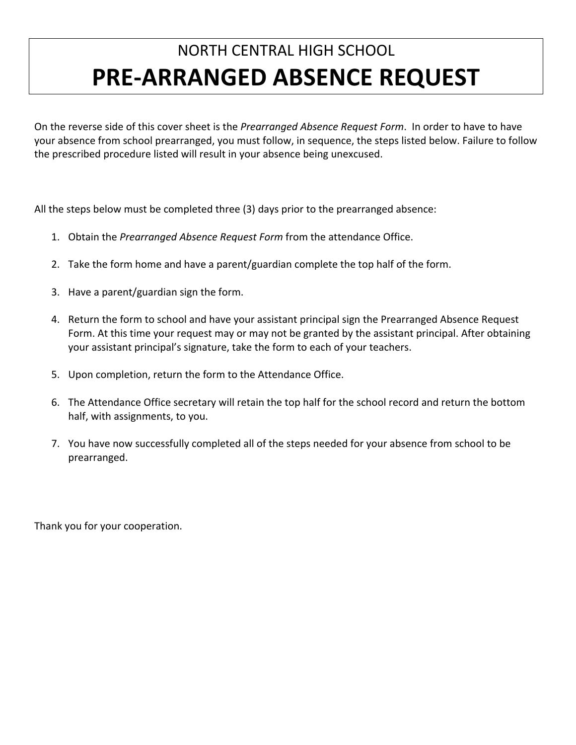NORTH CENTRAL HIGH SCHOOL

# PRE-ARRANGED ABSENCE REQUEST

On the reverse side of this cover sheet is the *Prearranged Absence Request Form*. In order to have to have your absence from school prearranged, you must follow, in sequence, the steps listed below. Failure to follow the prescribed procedure listed will result in your absence being unexcused.

All the steps below must be completed three (3) days prior to the prearranged absence:

1. Obtain the *Prearranged Absence Request Form* from the attendance Office.
2. Take the form home and have a parent/guardian complete the top half of the form.
3. Have a parent/guardian sign the form.
4. Return the form to school and have your assistant principal sign the Prearranged Absence Request Form. At this time your request may or may not be granted by the assistant principal. After obtaining your assistant principal's signature, take the form to each of your teachers.
5. Upon completion, return the form to the Attendance Office.
6. The Attendance Office secretary will retain the top half for the school record and return the bottom half, with assignments, to you.
7. You have now successfully completed all of the steps needed for your absence from school to be prearranged.

Thank you for your cooperation.